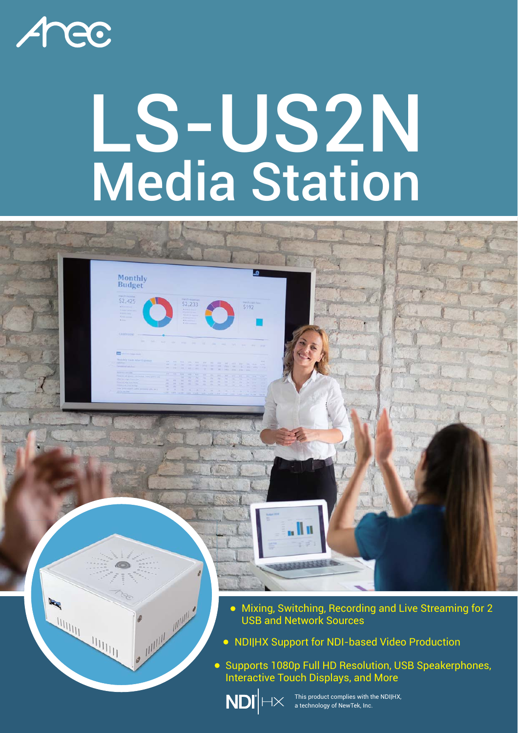# LS-US2N Media Station

- Mixing, Switching, Recording and Live Streaming for 2 USB and Network Sources
- NDI|HX Support for NDI-based Video Production
- Supports 1080p Full HD Resolution, USB Speakerphones, Interactive Touch Displays, and More

This product complies with the NDI|HX, a technology of NewTek, Inc.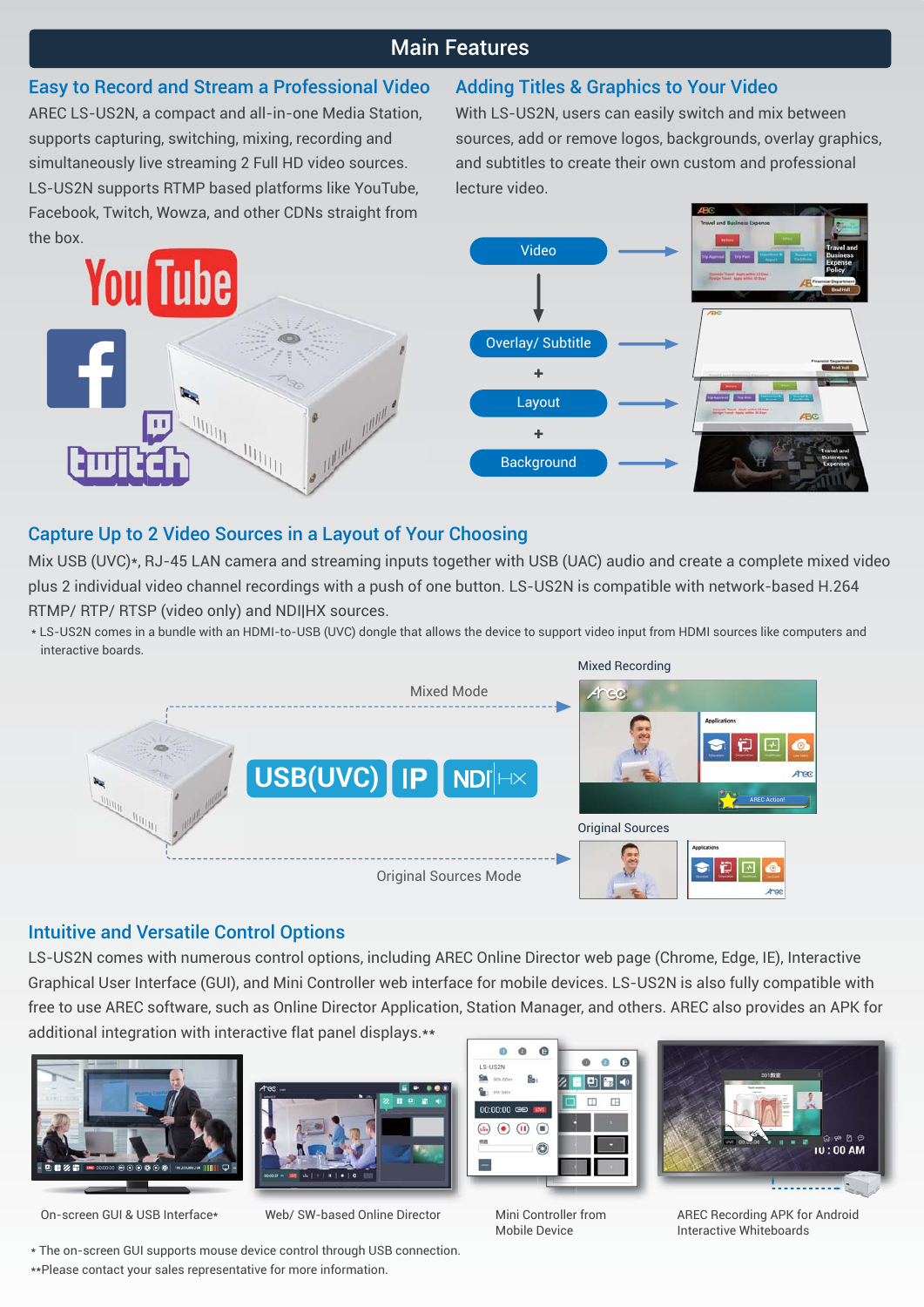# Main Features

## Easy to Record and Stream a Professional Video

AREC LS-US2N, a compact and all-in-one Media Station, supports capturing, switching, mixing, recording and simultaneously live streaming 2 Full HD video sources. LS-US2N supports RTMP based platforms like YouTube, Facebook, Twitch, Wowza, and other CDNs straight from the box.

## Adding Titles & Graphics to Your Video

With LS-US2N, users can easily switch and mix between sources, add or remove logos, backgrounds, overlay graphics, and subtitles to create their own custom and professional lecture video.

Video → Overlay/ Subtitle + Layout + Background

## Capture Up to 2 Video Sources in a Layout of Your Choosing

Mix USB (UVC)*, RJ-45 LAN camera and streaming inputs together with USB (UAC) audio and create a complete mixed video plus 2 individual video channel recordings with a push of one button. LS-US2N is compatible with network-based H.264 RTMP/ RTP/ RTSP (video only) and NDI|HX sources.

* LS-US2N comes in a bundle with an HDMI-to-USB (UVC) dongle that allows the device to support video input from HDMI sources like computers and interactive boards.

USB(UVC) | IP | NDI|HX

Mixed Mode → Mixed Recording

Original Sources Mode → Original Sources

## Intuitive and Versatile Control Options

LS-US2N comes with numerous control options, including AREC Online Director web page (Chrome, Edge, IE), Interactive Graphical User Interface (GUI), and Mini Controller web interface for mobile devices. LS-US2N is also fully compatible with free to use AREC software, such as Online Director Application, Station Manager, and others. AREC also provides an APK for additional integration with interactive flat panel displays.**

On-screen GUI & USB Interface*

Web/ SW-based Online Director

Mini Controller from Mobile Device

AREC Recording APK for Android Interactive Whiteboards

* The on-screen GUI supports mouse device control through USB connection.

**Please contact your sales representative for more information.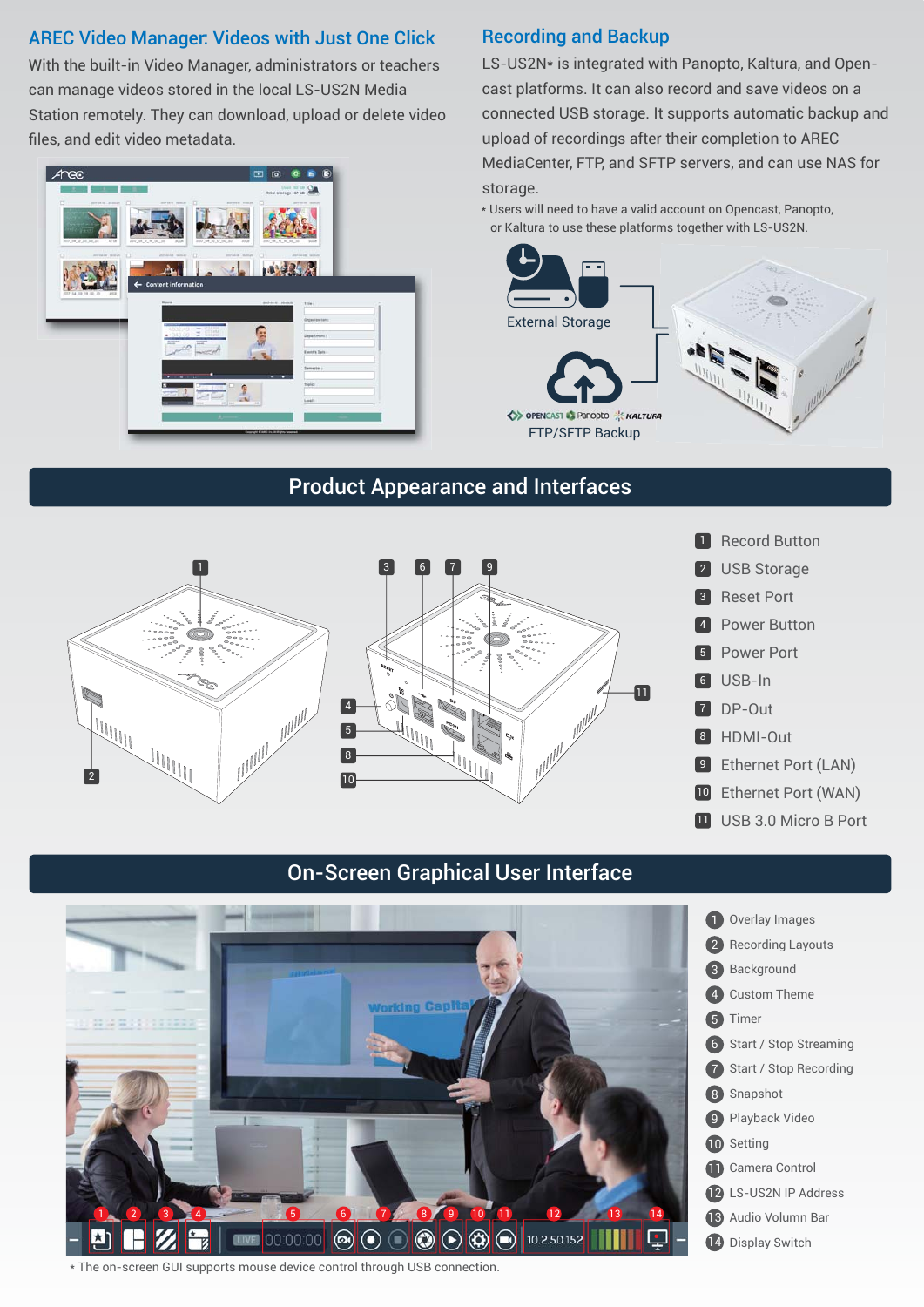## AREC Video Manager: Videos with Just One Click

With the built-in Video Manager, administrators or teachers can manage videos stored in the local LS-US2N Media Station remotely. They can download, upload or delete video files, and edit video metadata.

## Recording and Backup

LS-US2N* is integrated with Panopto, Kaltura, and Opencast platforms. It can also record and save videos on a connected USB storage. It supports automatic backup and upload of recordings after their completion to AREC MediaCenter, FTP, and SFTP servers, and can use NAS for storage.

* Users will need to have a valid account on Opencast, Panopto, or Kaltura to use these platforms together with LS-US2N.

External Storage

FTP/SFTP Backup

## Product Appearance and Interfaces

1. Record Button
2. USB Storage
3. Reset Port
4. Power Button
5. Power Port
6. USB-In
7. DP-Out
8. HDMI-Out
9. Ethernet Port (LAN)
10. Ethernet Port (WAN)
11. USB 3.0 Micro B Port

## On-Screen Graphical User Interface

1. Overlay Images
2. Recording Layouts
3. Background
4. Custom Theme
5. Timer
6. Start / Stop Streaming
7. Start / Stop Recording
8. Snapshot
9. Playback Video
10. Setting
11. Camera Control
12. LS-US2N IP Address
13. Audio Volumn Bar
14. Display Switch

* The on-screen GUI supports mouse device control through USB connection.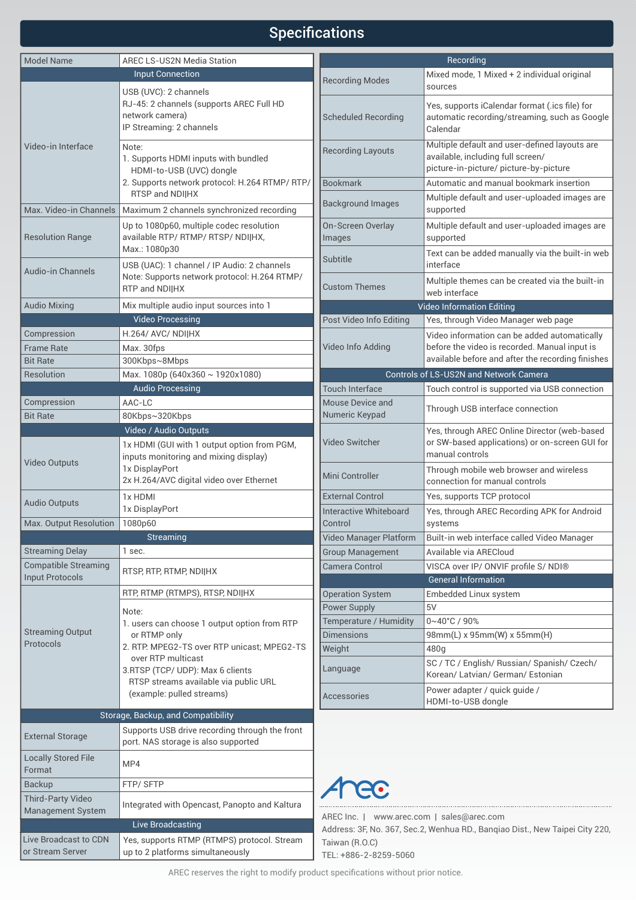# Specifications

| | |
|---|---|
| Model Name | AREC LS-US2N Media Station |
| **Input Connection** | |
| Video-in Interface | USB (UVC): 2 channels<br>RJ-45: 2 channels (supports AREC Full HD network camera)<br>IP Streaming: 2 channels<br><br>Note:<br>1. Supports HDMI inputs with bundled HDMI-to-USB (UVC) dongle<br>2. Supports network protocol: H.264 RTMP/ RTP/ RTSP and NDI\|HX |
| Max. Video-in Channels | Maximum 2 channels synchronized recording |
| Resolution Range | Up to 1080p60, multiple codec resolution available RTP/ RTMP/ RTSP/ NDI\|HX,<br>Max.: 1080p30 |
| Audio-in Channels | USB (UAC): 1 channel / IP Audio: 2 channels<br>Note: Supports network protocol: H.264 RTMP/ RTP and NDI\|HX |
| Audio Mixing | Mix multiple audio input sources into 1 |
| **Video Processing** | |
| Compression | H.264/ AVC/ NDI\|HX |
| Frame Rate | Max. 30fps |
| Bit Rate | 300Kbps~8Mbps |
| Resolution | Max. 1080p (640x360 ~ 1920x1080) |
| **Audio Processing** | |
| Compression | AAC-LC |
| Bit Rate | 80Kbps~320Kbps |
| **Video / Audio Outputs** | |
| Video Outputs | 1x HDMI (GUI with 1 output option from PGM, inputs monitoring and mixing display)<br>1x DisplayPort<br>2x H.264/AVC digital video over Ethernet |
| Audio Outputs | 1x HDMI<br>1x DisplayPort |
| Max. Output Resolution | 1080p60 |
| **Streaming** | |
| Streaming Delay | 1 sec. |
| Compatible Streaming Input Protocols | RTSP, RTP, RTMP, NDI\|HX |
| Streaming Output Protocols | RTP, RTMP (RTMPS), RTSP, NDI\|HX<br><br>Note:<br>1. users can choose 1 output option from RTP or RTMP only<br>2. RTP: MPEG2-TS over RTP unicast; MPEG2-TS over RTP multicast<br>3.RTSP (TCP/ UDP): Max 6 clients<br>RTSP streams available via public URL (example: pulled streams) |
| **Storage, Backup, and Compatibility** | |
| External Storage | Supports USB drive recording through the front port. NAS storage is also supported |
| Locally Stored File Format | MP4 |
| Backup | FTP/ SFTP |
| Third-Party Video Management System | Integrated with Opencast, Panopto and Kaltura |
| **Live Broadcasting** | |
| Live Broadcast to CDN or Stream Server | Yes, supports RTMP (RTMPS) protocol. Stream up to 2 platforms simultaneously |

| | |
|---|---|
| **Recording** | |
| Recording Modes | Mixed mode, 1 Mixed + 2 individual original sources |
| Scheduled Recording | Yes, supports iCalendar format (.ics file) for automatic recording/streaming, such as Google Calendar |
| Recording Layouts | Multiple default and user-defined layouts are available, including full screen/ picture-in-picture/ picture-by-picture |
| Bookmark | Automatic and manual bookmark insertion |
| Background Images | Multiple default and user-uploaded images are supported |
| On-Screen Overlay Images | Multiple default and user-uploaded images are supported |
| Subtitle | Text can be added manually via the built-in web interface |
| Custom Themes | Multiple themes can be created via the built-in web interface |
| **Video Information Editing** | |
| Post Video Info Editing | Yes, through Video Manager web page |
| Video Info Adding | Video information can be added automatically before the video is recorded. Manual input is available before and after the recording finishes |
| **Controls of LS-US2N and Network Camera** | |
| Touch Interface | Touch control is supported via USB connection |
| Mouse Device and Numeric Keypad | Through USB interface connection |
| Video Switcher | Yes, through AREC Online Director (web-based or SW-based applications) or on-screen GUI for manual controls |
| Mini Controller | Through mobile web browser and wireless connection for manual controls |
| External Control | Yes, supports TCP protocol |
| Interactive Whiteboard Control | Yes, through AREC Recording APK for Android systems |
| Video Manager Platform | Built-in web interface called Video Manager |
| Group Management | Available via ARECloud |
| Camera Control | VISCA over IP/ ONVIF profile S/ NDI® |
| **General Information** | |
| Operation System | Embedded Linux system |
| Power Supply | 5V |
| Temperature / Humidity | 0~40°C / 90% |
| Dimensions | 98mm(L) x 95mm(W) x 55mm(H) |
| Weight | 480g |
| Language | SC / TC / English/ Russian/ Spanish/ Czech/ Korean/ Latvian/ German/ Estonian |
| Accessories | Power adapter / quick guide / HDMI-to-USB dongle |

AREC Inc. | www.arec.com | sales@arec.com
Address: 3F, No. 367, Sec.2, Wenhua RD., Banqiao Dist., New Taipei City 220, Taiwan (R.O.C)
TEL: +886-2-8259-5060

AREC reserves the right to modify product specifications without prior notice.